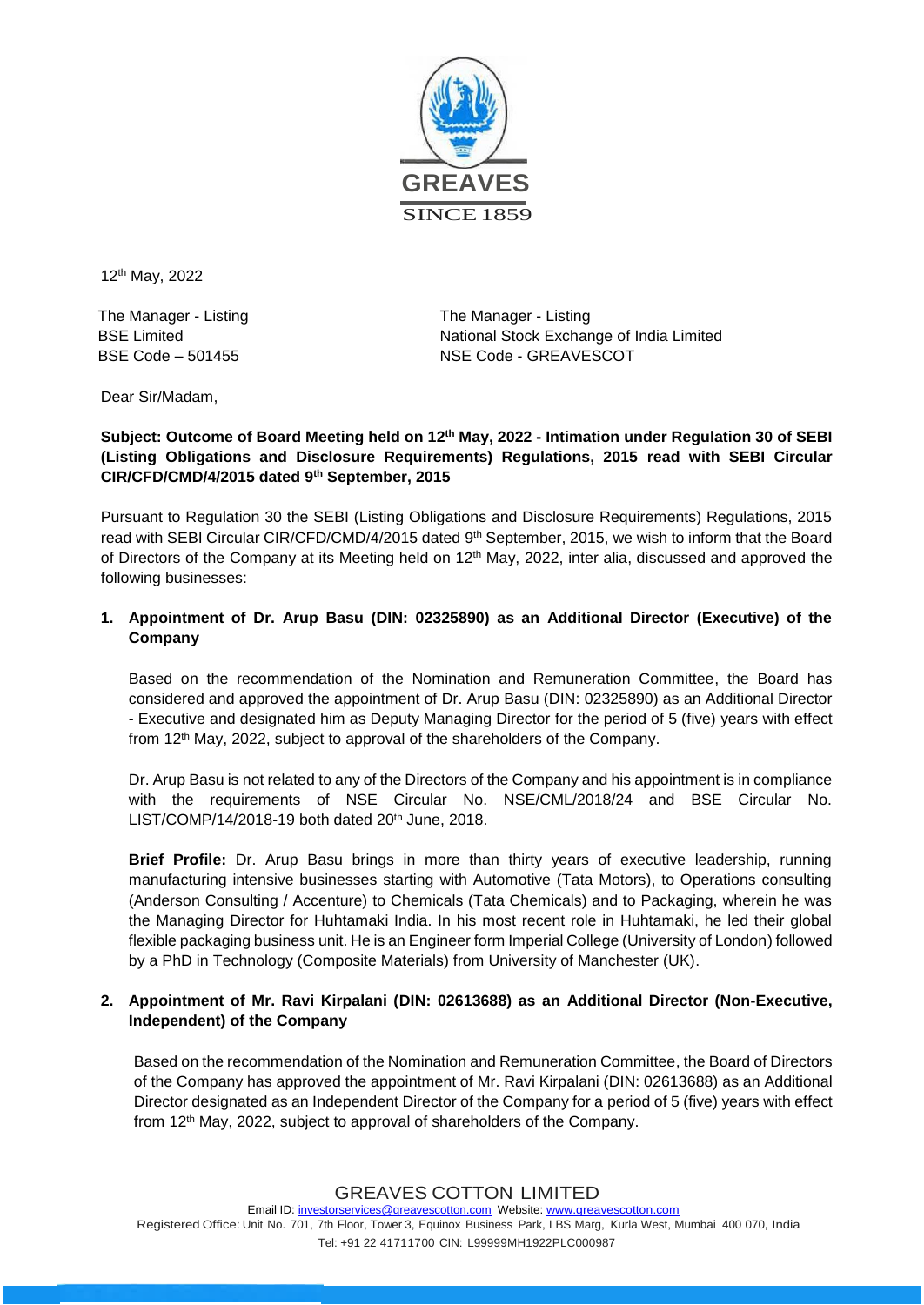12th May, 2022

The Manager - Listing
BSE Limited
BSE Code – 501455

The Manager - Listing
National Stock Exchange of India Limited
NSE Code - GREAVESCOT

Dear Sir/Madam,

**Subject: Outcome of Board Meeting held on 12th May, 2022 - Intimation under Regulation 30 of SEBI (Listing Obligations and Disclosure Requirements) Regulations, 2015 read with SEBI Circular CIR/CFD/CMD/4/2015 dated 9th September, 2015**

Pursuant to Regulation 30 the SEBI (Listing Obligations and Disclosure Requirements) Regulations, 2015 read with SEBI Circular CIR/CFD/CMD/4/2015 dated 9th September, 2015, we wish to inform that the Board of Directors of the Company at its Meeting held on 12th May, 2022, inter alia, discussed and approved the following businesses:

**1. Appointment of Dr. Arup Basu (DIN: 02325890) as an Additional Director (Executive) of the Company**

Based on the recommendation of the Nomination and Remuneration Committee, the Board has considered and approved the appointment of Dr. Arup Basu (DIN: 02325890) as an Additional Director - Executive and designated him as Deputy Managing Director for the period of 5 (five) years with effect from 12th May, 2022, subject to approval of the shareholders of the Company.

Dr. Arup Basu is not related to any of the Directors of the Company and his appointment is in compliance with the requirements of NSE Circular No. NSE/CML/2018/24 and BSE Circular No. LIST/COMP/14/2018-19 both dated 20th June, 2018.

**Brief Profile:** Dr. Arup Basu brings in more than thirty years of executive leadership, running manufacturing intensive businesses starting with Automotive (Tata Motors), to Operations consulting (Anderson Consulting / Accenture) to Chemicals (Tata Chemicals) and to Packaging, wherein he was the Managing Director for Huhtamaki India. In his most recent role in Huhtamaki, he led their global flexible packaging business unit. He is an Engineer form Imperial College (University of London) followed by a PhD in Technology (Composite Materials) from University of Manchester (UK).

**2. Appointment of Mr. Ravi Kirpalani (DIN: 02613688) as an Additional Director (Non-Executive, Independent) of the Company**

Based on the recommendation of the Nomination and Remuneration Committee, the Board of Directors of the Company has approved the appointment of Mr. Ravi Kirpalani (DIN: 02613688) as an Additional Director designated as an Independent Director of the Company for a period of 5 (five) years with effect from 12th May, 2022, subject to approval of shareholders of the Company.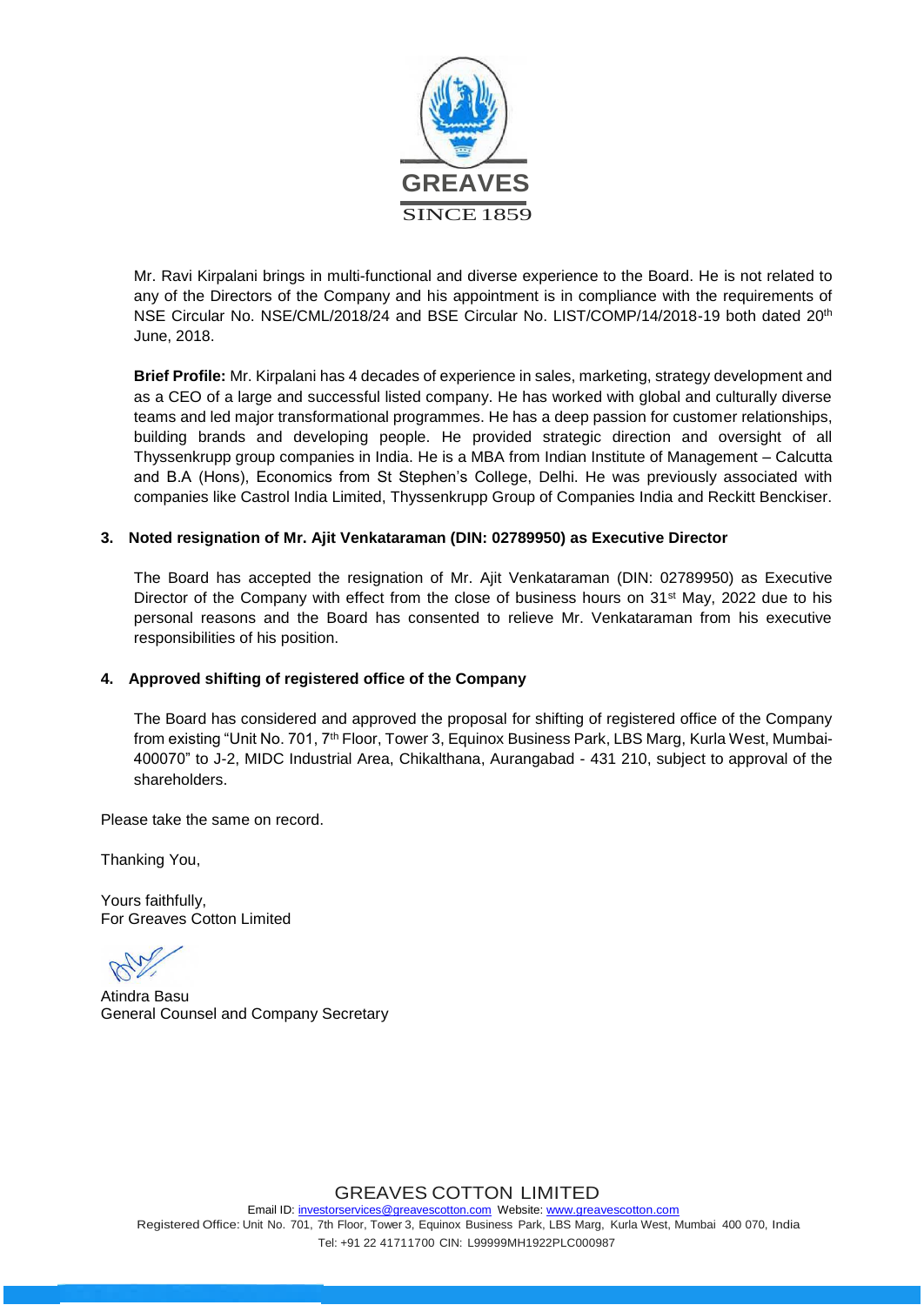Mr. Ravi Kirpalani brings in multi-functional and diverse experience to the Board. He is not related to any of the Directors of the Company and his appointment is in compliance with the requirements of NSE Circular No. NSE/CML/2018/24 and BSE Circular No. LIST/COMP/14/2018-19 both dated 20th June, 2018.

**Brief Profile:** Mr. Kirpalani has 4 decades of experience in sales, marketing, strategy development and as a CEO of a large and successful listed company. He has worked with global and culturally diverse teams and led major transformational programmes. He has a deep passion for customer relationships, building brands and developing people. He provided strategic direction and oversight of all Thyssenkrupp group companies in India. He is a MBA from Indian Institute of Management – Calcutta and B.A (Hons), Economics from St Stephen's College, Delhi. He was previously associated with companies like Castrol India Limited, Thyssenkrupp Group of Companies India and Reckitt Benckiser.

**3. Noted resignation of Mr. Ajit Venkataraman (DIN: 02789950) as Executive Director**

The Board has accepted the resignation of Mr. Ajit Venkataraman (DIN: 02789950) as Executive Director of the Company with effect from the close of business hours on 31st May, 2022 due to his personal reasons and the Board has consented to relieve Mr. Venkataraman from his executive responsibilities of his position.

**4. Approved shifting of registered office of the Company**

The Board has considered and approved the proposal for shifting of registered office of the Company from existing "Unit No. 701, 7th Floor, Tower 3, Equinox Business Park, LBS Marg, Kurla West, Mumbai-400070" to J-2, MIDC Industrial Area, Chikalthana, Aurangabad - 431 210, subject to approval of the shareholders.

Please take the same on record.

Thanking You,

Yours faithfully,
For Greaves Cotton Limited

Atindra Basu
General Counsel and Company Secretary

GREAVES COTTON LIMITED
Email ID: investorservices@greavescotton.com Website: www.greavescotton.com
Registered Office: Unit No. 701, 7th Floor, Tower 3, Equinox Business Park, LBS Marg, Kurla West, Mumbai 400 070, India
Tel: +91 22 41711700 CIN: L99999MH1922PLC000987